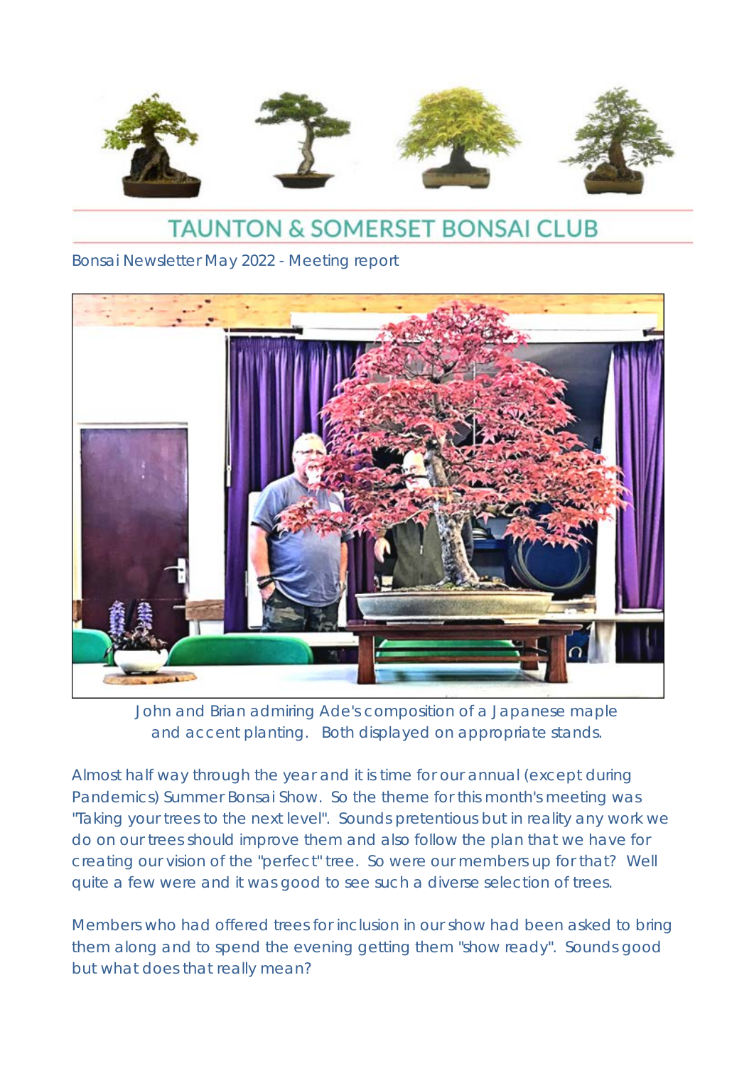# TAUNTON & SOMERSET BONSAI CLUB

Bonsai Newsletter May 2022 - Meeting report

John and Brian admiring Ade's composition of a Japanese maple and accent planting. Both displayed on appropriate stands.

Almost half way through the year and it is time for our annual (except during Pandemics) Summer Bonsai Show. So the theme for this month's meeting was "Taking your trees to the next level". Sounds pretentious but in reality any work we do on our trees should improve them and also follow the plan that we have for creating our vision of the "perfect" tree. So were our members up for that? Well quite a few were and it was good to see such a diverse selection of trees.

Members who had offered trees for inclusion in our show had been asked to bring them along and to spend the evening getting them "show ready". Sounds good but what does that really mean?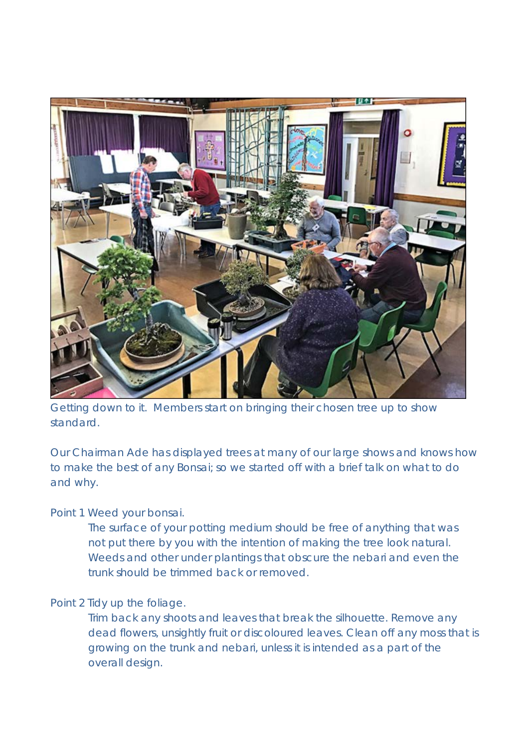Getting down to it. Members start on bringing their chosen tree up to show standard.

Our Chairman Ade has displayed trees at many of our large shows and knows how to make the best of any Bonsai; so we started off with a brief talk on what to do and why.

Point 1 Weed your bonsai.

> The surface of your potting medium should be free of anything that was not put there by you with the intention of making the tree look natural. Weeds and other under plantings that obscure the nebari and even the trunk should be trimmed back or removed.

Point 2 Tidy up the foliage.

> Trim back any shoots and leaves that break the silhouette. Remove any dead flowers, unsightly fruit or discoloured leaves. Clean off any moss that is growing on the trunk and nebari, unless it is intended as a part of the overall design.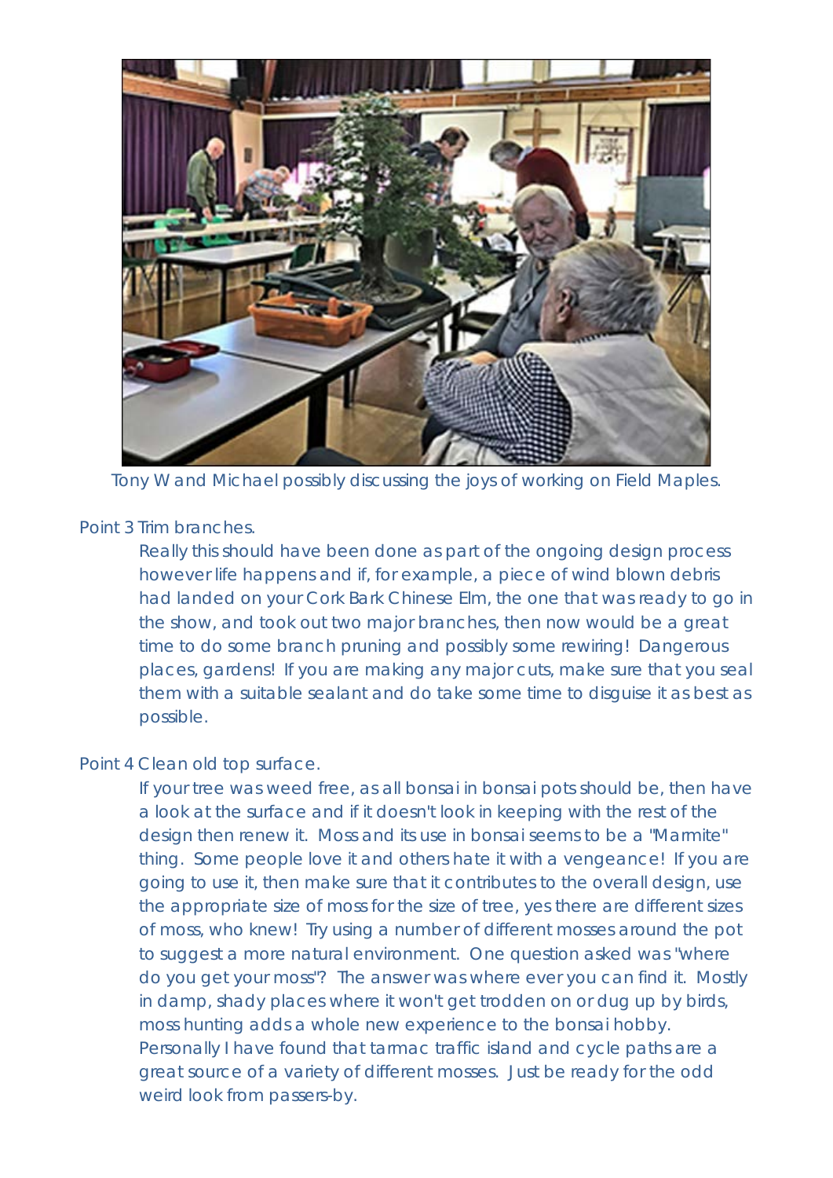Tony W and Michael possibly discussing the joys of working on Field Maples.

Point 3 Trim branches.

Really this should have been done as part of the ongoing design process however life happens and if, for example, a piece of wind blown debris had landed on your Cork Bark Chinese Elm, the one that was ready to go in the show, and took out two major branches, then now would be a great time to do some branch pruning and possibly some rewiring! Dangerous places, gardens! If you are making any major cuts, make sure that you seal them with a suitable sealant and do take some time to disguise it as best as possible.

Point 4 Clean old top surface.

If your tree was weed free, as all bonsai in bonsai pots should be, then have a look at the surface and if it doesn't look in keeping with the rest of the design then renew it. Moss and its use in bonsai seems to be a "Marmite" thing. Some people love it and others hate it with a vengeance! If you are going to use it, then make sure that it contributes to the overall design, use the appropriate size of moss for the size of tree, yes there are different sizes of moss, who knew! Try using a number of different mosses around the pot to suggest a more natural environment. One question asked was "where do you get your moss"? The answer was where ever you can find it. Mostly in damp, shady places where it won't get trodden on or dug up by birds, moss hunting adds a whole new experience to the bonsai hobby. Personally I have found that tarmac traffic island and cycle paths are a great source of a variety of different mosses. Just be ready for the odd weird look from passers-by.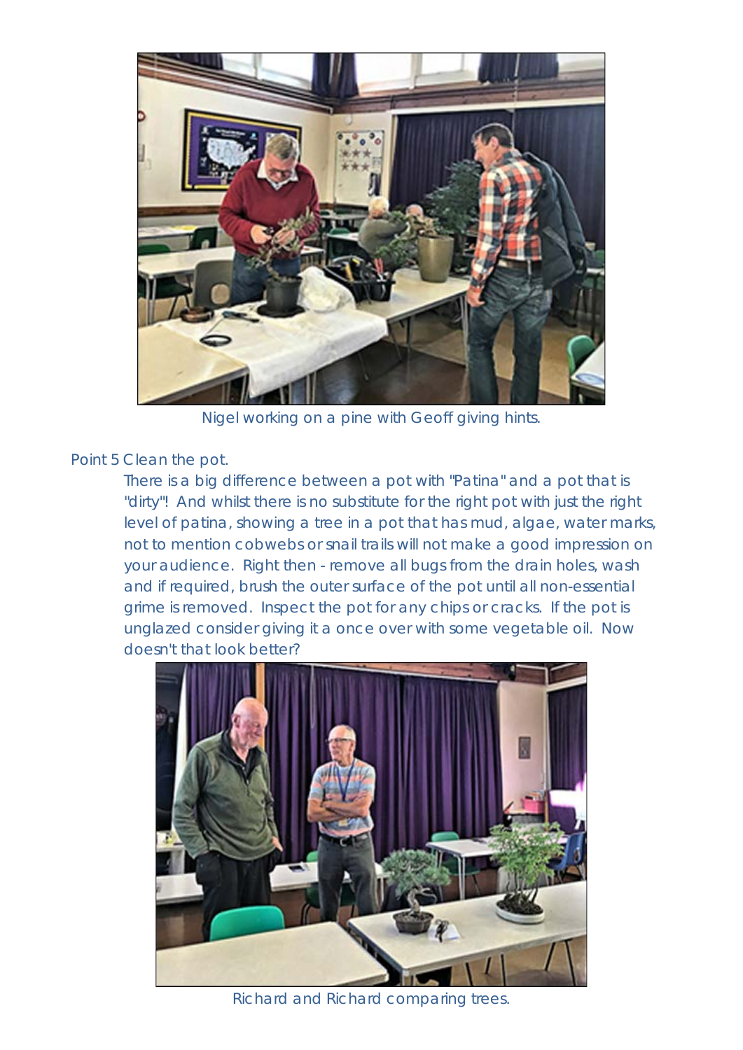Nigel working on a pine with Geoff giving hints.

Point 5 Clean the pot.

There is a big difference between a pot with "Patina" and a pot that is "dirty"! And whilst there is no substitute for the right pot with just the right level of patina, showing a tree in a pot that has mud, algae, water marks, not to mention cobwebs or snail trails will not make a good impression on your audience. Right then - remove all bugs from the drain holes, wash and if required, brush the outer surface of the pot until all non-essential grime is removed. Inspect the pot for any chips or cracks. If the pot is unglazed consider giving it a once over with some vegetable oil. Now doesn't that look better?

Richard and Richard comparing trees.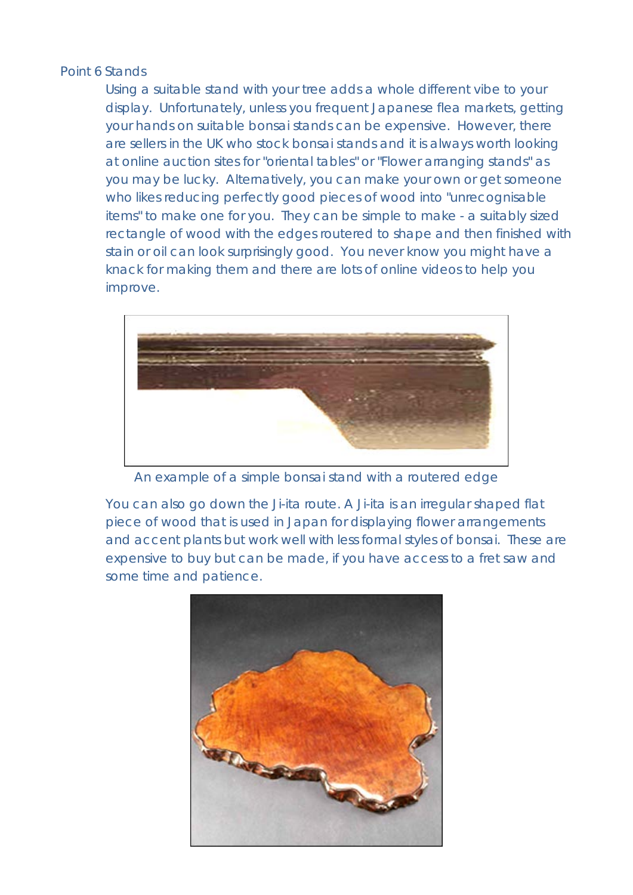Point 6 Stands

Using a suitable stand with your tree adds a whole different vibe to your display. Unfortunately, unless you frequent Japanese flea markets, getting your hands on suitable bonsai stands can be expensive. However, there are sellers in the UK who stock bonsai stands and it is always worth looking at online auction sites for "oriental tables" or "Flower arranging stands" as you may be lucky. Alternatively, you can make your own or get someone who likes reducing perfectly good pieces of wood into "unrecognisable items" to make one for you. They can be simple to make - a suitably sized rectangle of wood with the edges routered to shape and then finished with stain or oil can look surprisingly good. You never know you might have a knack for making them and there are lots of online videos to help you improve.

An example of a simple bonsai stand with a routered edge

You can also go down the Ji-ita route. A Ji-ita is an irregular shaped flat piece of wood that is used in Japan for displaying flower arrangements and accent plants but work well with less formal styles of bonsai. These are expensive to buy but can be made, if you have access to a fret saw and some time and patience.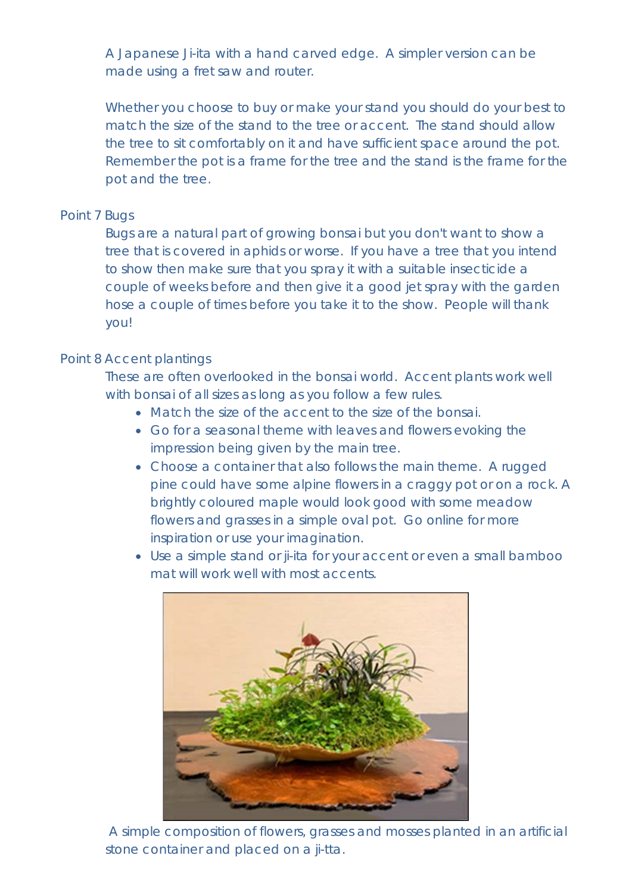A Japanese Ji-ita with a hand carved edge. A simpler version can be made using a fret saw and router.

Whether you choose to buy or make your stand you should do your best to match the size of the stand to the tree or accent. The stand should allow the tree to sit comfortably on it and have sufficient space around the pot. Remember the pot is a frame for the tree and the stand is the frame for the pot and the tree.

Point 7 Bugs

Bugs are a natural part of growing bonsai but you don't want to show a tree that is covered in aphids or worse. If you have a tree that you intend to show then make sure that you spray it with a suitable insecticide a couple of weeks before and then give it a good jet spray with the garden hose a couple of times before you take it to the show. People will thank you!

Point 8 Accent plantings

These are often overlooked in the bonsai world. Accent plants work well with bonsai of all sizes as long as you follow a few rules.

- Match the size of the accent to the size of the bonsai.
- Go for a seasonal theme with leaves and flowers evoking the impression being given by the main tree.
- Choose a container that also follows the main theme. A rugged pine could have some alpine flowers in a craggy pot or on a rock. A brightly coloured maple would look good with some meadow flowers and grasses in a simple oval pot. Go online for more inspiration or use your imagination.
- Use a simple stand or ji-ita for your accent or even a small bamboo mat will work well with most accents.

A simple composition of flowers, grasses and mosses planted in an artificial stone container and placed on a ji-tta.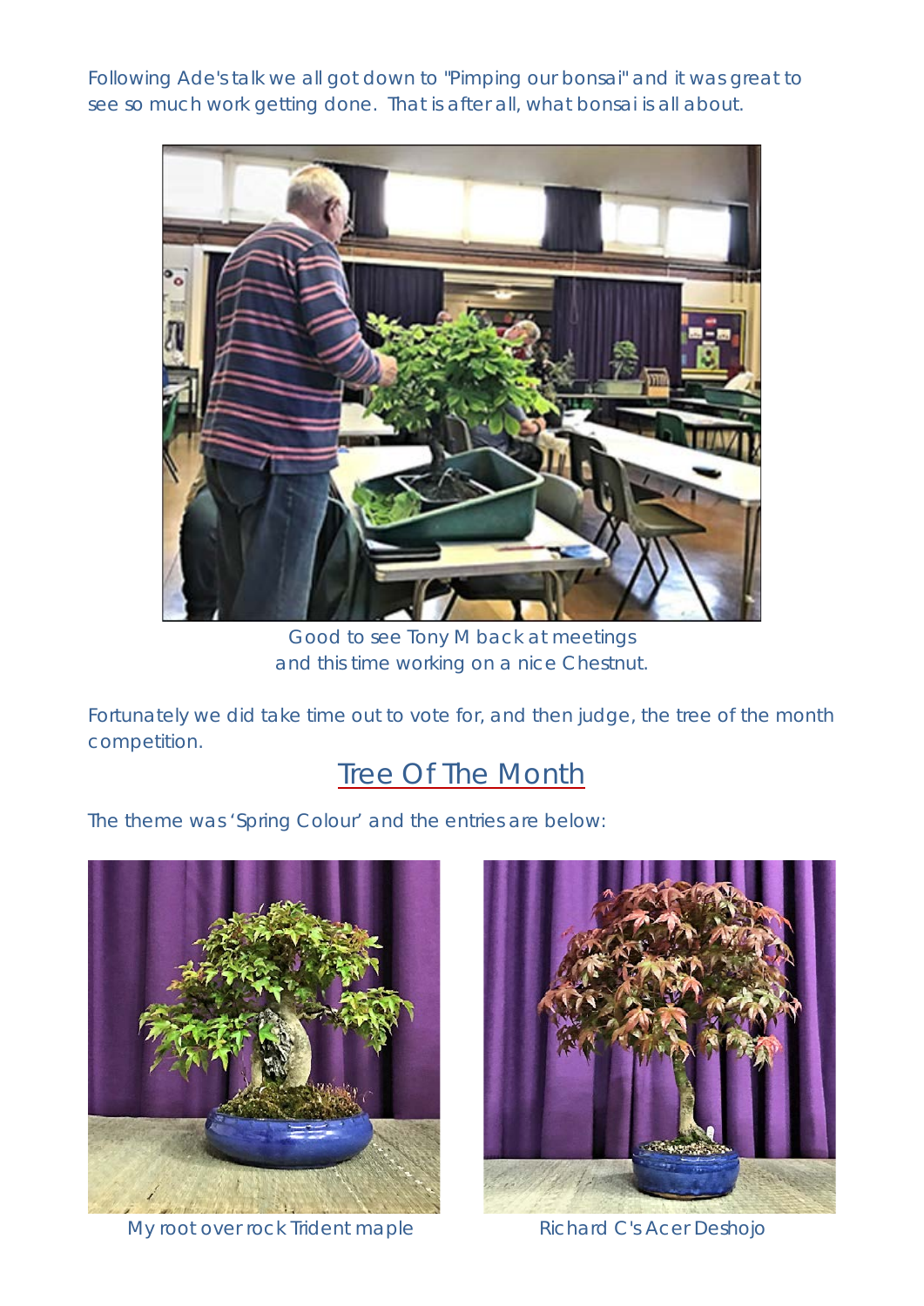Following Ade's talk we all got down to "Pimping our bonsai" and it was great to see so much work getting done. That is after all, what bonsai is all about.

Good to see Tony M back at meetings
and this time working on a nice Chestnut.

Fortunately we did take time out to vote for, and then judge, the tree of the month competition.

## Tree Of The Month

The theme was 'Spring Colour' and the entries are below:

My root over rock Trident maple

Richard C's Acer Deshojo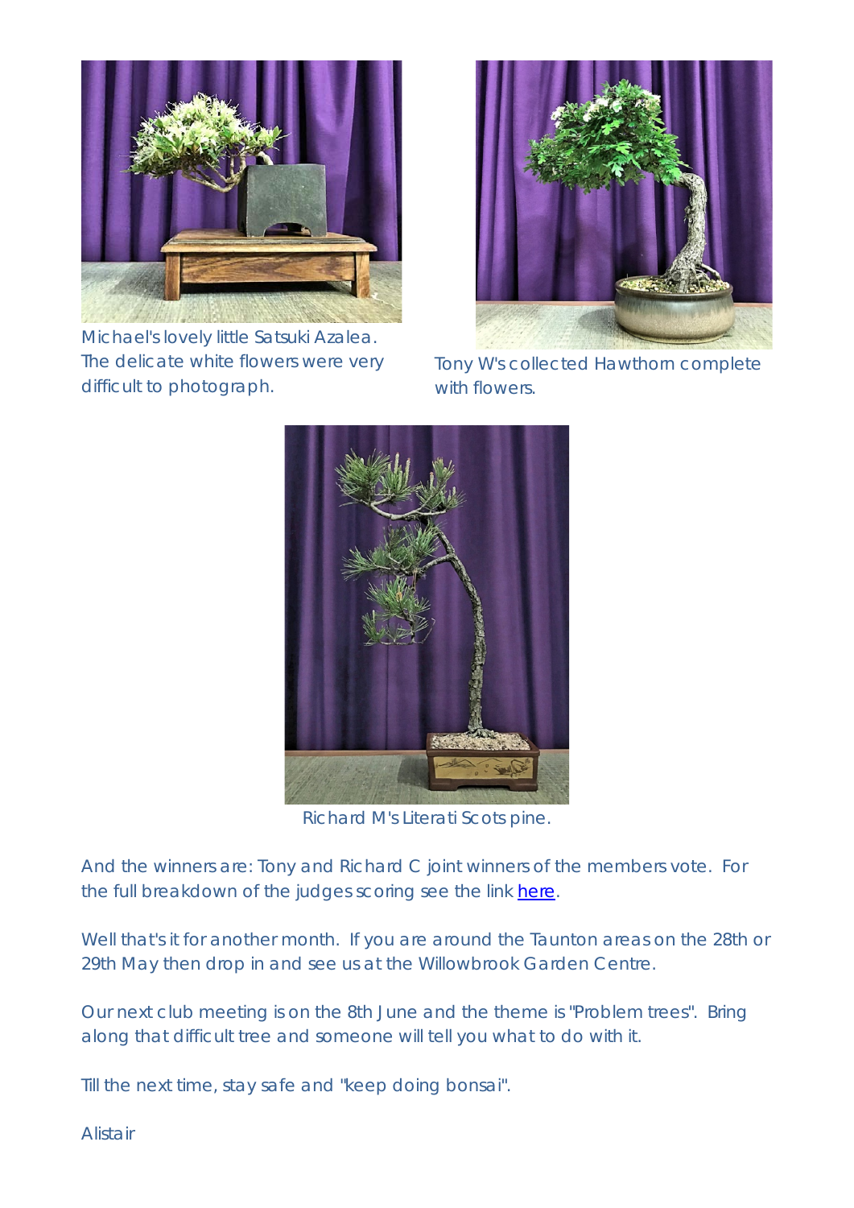Michael's lovely little Satsuki Azalea. The delicate white flowers were very difficult to photograph.

Tony W's collected Hawthorn complete with flowers.

Richard M's Literati Scots pine.

And the winners are: Tony and Richard C joint winners of the members vote. For the full breakdown of the judges scoring see the link here.

Well that's it for another month. If you are around the Taunton areas on the 28th or 29th May then drop in and see us at the Willowbrook Garden Centre.

Our next club meeting is on the 8th June and the theme is "Problem trees". Bring along that difficult tree and someone will tell you what to do with it.

Till the next time, stay safe and "keep doing bonsai".

Alistair